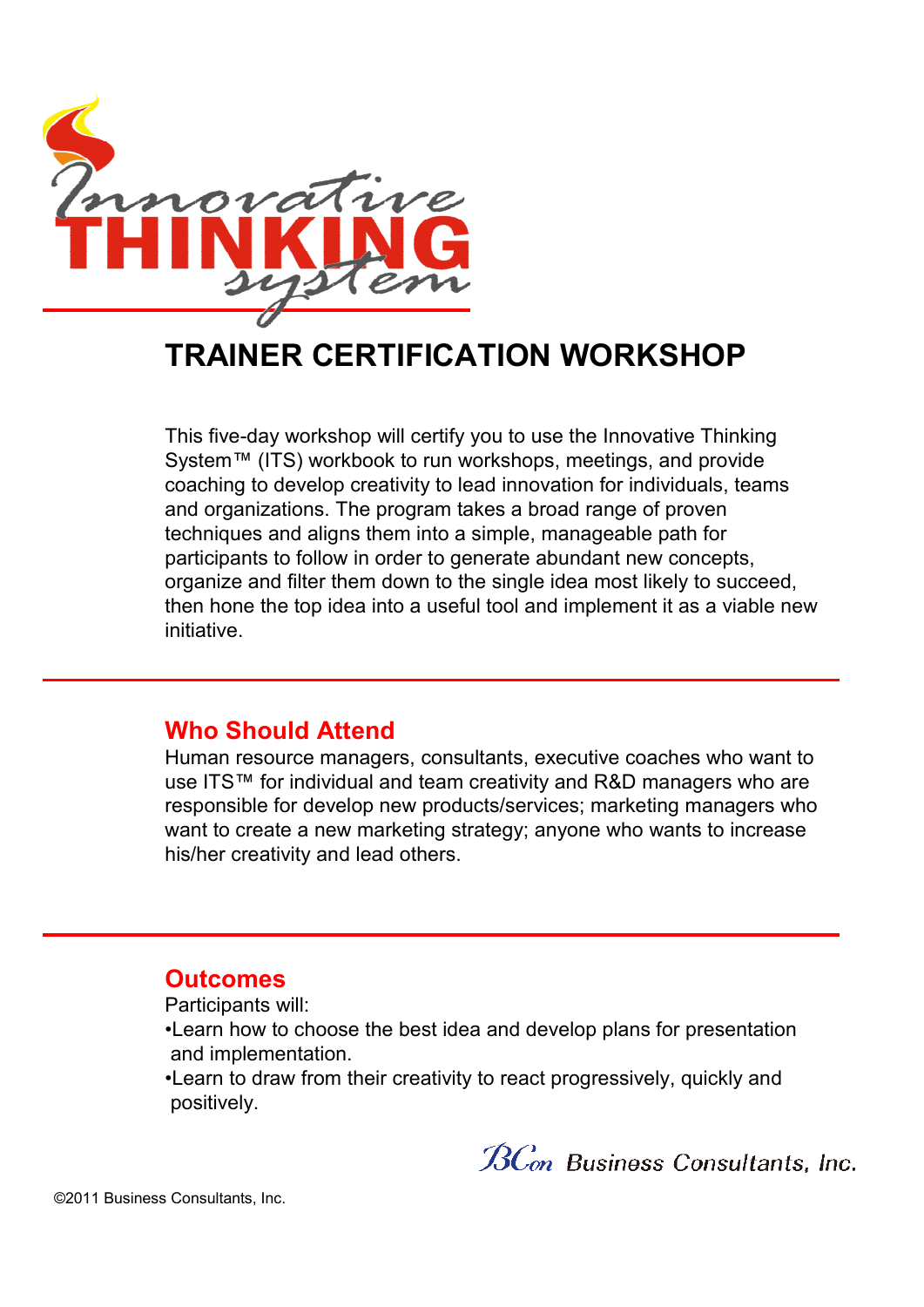# Innovative THINKING system

## TRAINER CERTIFICATION WORKSHOP

This five-day workshop will certify you to use the Innovative Thinking System™ (ITS) workbook to run workshops, meetings, and provide coaching to develop creativity to lead innovation for individuals, teams and organizations. The program takes a broad range of proven techniques and aligns them into a simple, manageable path for participants to follow in order to generate abundant new concepts, organize and filter them down to the single idea most likely to succeed, then hone the top idea into a useful tool and implement it as a viable new initiative.

---

### Who Should Attend

Human resource managers, consultants, executive coaches who want to use ITS™ for individual and team creativity and R&D managers who are responsible for develop new products/services; marketing managers who want to create a new marketing strategy; anyone who wants to increase his/her creativity and lead others.

---

### Outcomes

Participants will:

- Learn how to choose the best idea and develop plans for presentation and implementation.
- Learn to draw from their creativity to react progressively, quickly and positively.

BCon Business Consultants, Inc.

©2011 Business Consultants, Inc.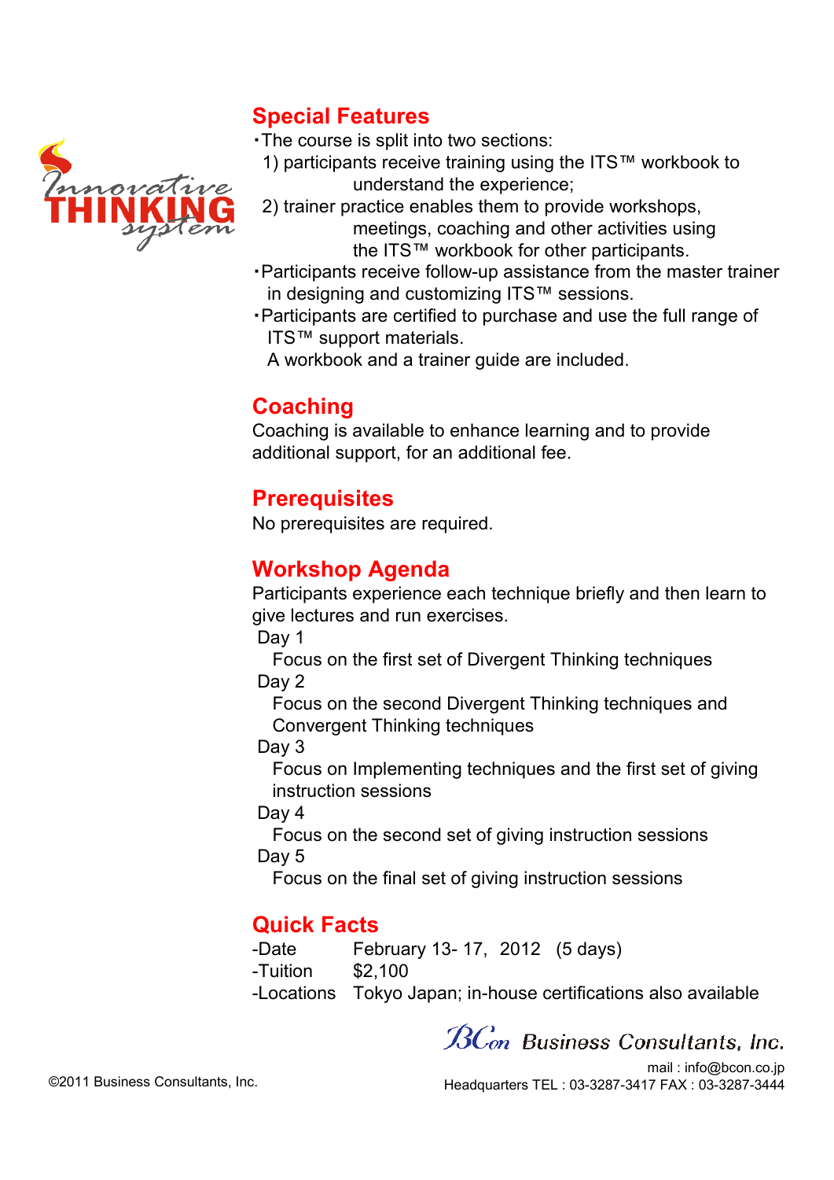Innovative THINKING system

## Special Features

- The course is split into two sections:
  1) participants receive training using the ITS™ workbook to understand the experience;
  2) trainer practice enables them to provide workshops, meetings, coaching and other activities using the ITS™ workbook for other participants.
- Participants receive follow-up assistance from the master trainer in designing and customizing ITS™ sessions.
- Participants are certified to purchase and use the full range of ITS™ support materials.
  A workbook and a trainer guide are included.

## Coaching

Coaching is available to enhance learning and to provide additional support, for an additional fee.

## Prerequisites

No prerequisites are required.

## Workshop Agenda

Participants experience each technique briefly and then learn to give lectures and run exercises.

Day 1
Focus on the first set of Divergent Thinking techniques

Day 2
Focus on the second Divergent Thinking techniques and Convergent Thinking techniques

Day 3
Focus on Implementing techniques and the first set of giving instruction sessions

Day 4
Focus on the second set of giving instruction sessions

Day 5
Focus on the final set of giving instruction sessions

## Quick Facts

| | |
|---|---|
| -Date | February 13- 17, 2012 (5 days) |
| -Tuition | $2,100 |
| -Locations | Tokyo Japan; in-house certifications also available |

BCon Business Consultants, Inc.

mail : info@bcon.co.jp
Headquarters TEL : 03-3287-3417 FAX : 03-3287-3444

©2011 Business Consultants, Inc.